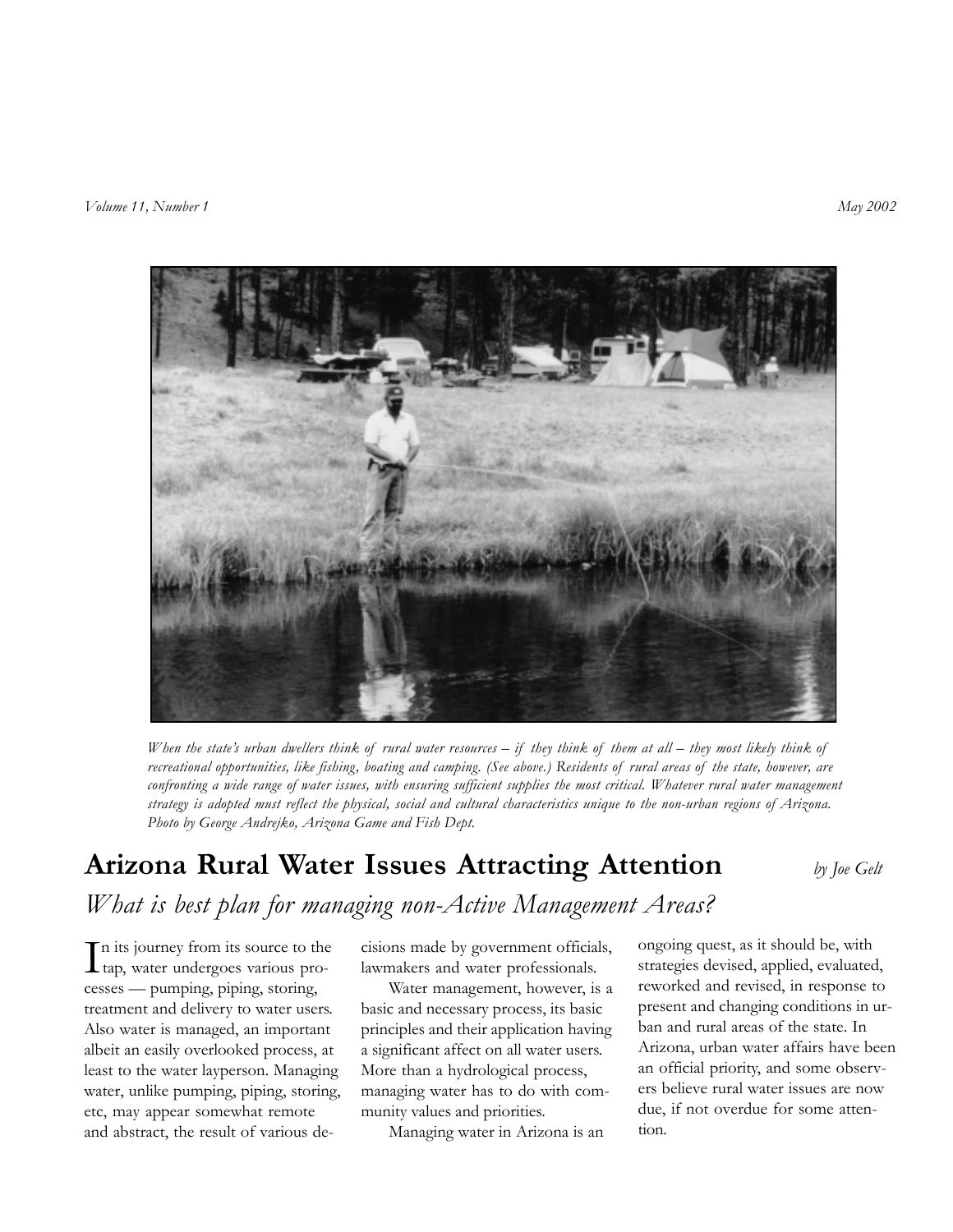When the state's urban dwellers think of rural water resources – if they think of them at all – they most likely think of recreational opportunities, like fishing, boating and camping. (See above.) Residents of rural areas of the state, however, are confronting a wide range of water issues, with ensuring sufficient supplies the most critical. Whatever rural water management strategy is adopted must reflect the physical, social and cultural characteristics unique to the non-urban regions of Arizona. Photo by George Andrejko, Arizona Game and Fish Dept.

# Arizona Rural Water Issues Attracting Attention

*by Joe Gelt*

## *What is best plan for managing non-Active Management Areas?*

In its journey from its source to the tap, water undergoes various processes — pumping, piping, storing, treatment and delivery to water users. Also water is managed, an important albeit an easily overlooked process, at least to the water layperson. Managing water, unlike pumping, piping, storing, etc, may appear somewhat remote and abstract, the result of various decisions made by government officials, lawmakers and water professionals.

Water management, however, is a basic and necessary process, its basic principles and their application having a significant affect on all water users. More than a hydrological process, managing water has to do with community values and priorities.

Managing water in Arizona is an ongoing quest, as it should be, with strategies devised, applied, evaluated, reworked and revised, in response to present and changing conditions in urban and rural areas of the state. In Arizona, urban water affairs have been an official priority, and some observers believe rural water issues are now due, if not overdue for some attention.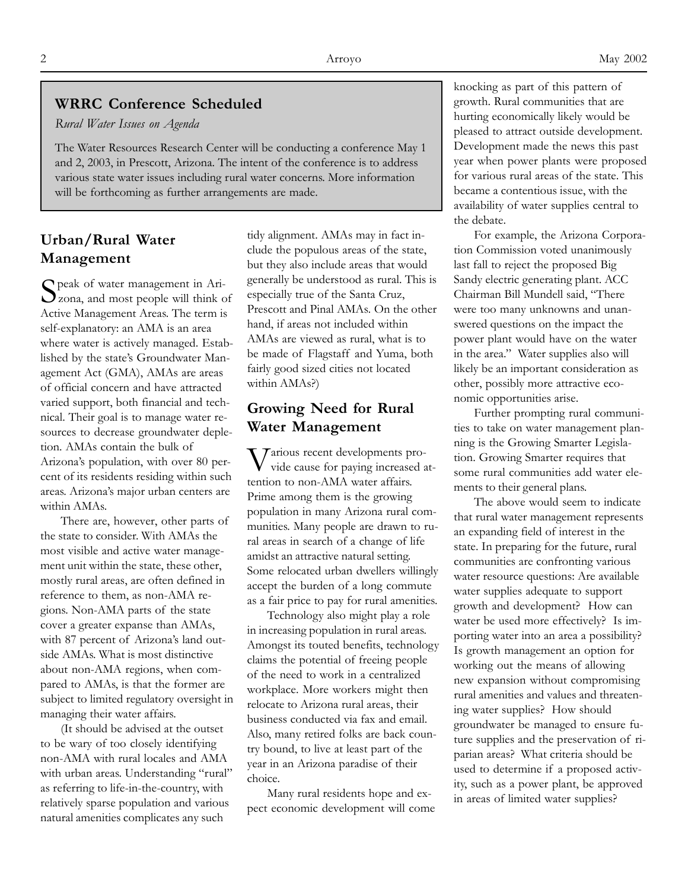## WRRC Conference Scheduled

*Rural Water Issues on Agenda*

The Water Resources Research Center will be conducting a conference May 1 and 2, 2003, in Prescott, Arizona. The intent of the conference is to address various state water issues including rural water concerns. More information will be forthcoming as further arrangements are made.

## Urban/Rural Water Management

Speak of water management in Arizona, and most people will think of Active Management Areas. The term is self-explanatory: an AMA is an area where water is actively managed. Established by the state's Groundwater Management Act (GMA), AMAs are areas of official concern and have attracted varied support, both financial and technical. Their goal is to manage water resources to decrease groundwater depletion. AMAs contain the bulk of Arizona's population, with over 80 percent of its residents residing within such areas. Arizona's major urban centers are within AMAs.

There are, however, other parts of the state to consider. With AMAs the most visible and active water management unit within the state, these other, mostly rural areas, are often defined in reference to them, as non-AMA regions. Non-AMA parts of the state cover a greater expanse than AMAs, with 87 percent of Arizona's land outside AMAs. What is most distinctive about non-AMA regions, when compared to AMAs, is that the former are subject to limited regulatory oversight in managing their water affairs.

(It should be advised at the outset to be wary of too closely identifying non-AMA with rural locales and AMA with urban areas. Understanding "rural" as referring to life-in-the-country, with relatively sparse population and various natural amenities complicates any such tidy alignment. AMAs may in fact include the populous areas of the state, but they also include areas that would generally be understood as rural. This is especially true of the Santa Cruz, Prescott and Pinal AMAs. On the other hand, if areas not included within AMAs are viewed as rural, what is to be made of Flagstaff and Yuma, both fairly good sized cities not located within AMAs?)

## Growing Need for Rural Water Management

Various recent developments provide cause for paying increased attention to non-AMA water affairs. Prime among them is the growing population in many Arizona rural communities. Many people are drawn to rural areas in search of a change of life amidst an attractive natural setting. Some relocated urban dwellers willingly accept the burden of a long commute as a fair price to pay for rural amenities.

Technology also might play a role in increasing population in rural areas. Amongst its touted benefits, technology claims the potential of freeing people of the need to work in a centralized workplace. More workers might then relocate to Arizona rural areas, their business conducted via fax and email. Also, many retired folks are back country bound, to live at least part of the year in an Arizona paradise of their choice.

Many rural residents hope and expect economic development will come knocking as part of this pattern of growth. Rural communities that are hurting economically likely would be pleased to attract outside development. Development made the news this past year when power plants were proposed for various rural areas of the state. This became a contentious issue, with the availability of water supplies central to the debate.

For example, the Arizona Corporation Commission voted unanimously last fall to reject the proposed Big Sandy electric generating plant. ACC Chairman Bill Mundell said, "There were too many unknowns and unanswered questions on the impact the power plant would have on the water in the area." Water supplies also will likely be an important consideration as other, possibly more attractive economic opportunities arise.

Further prompting rural communities to take on water management planning is the Growing Smarter Legislation. Growing Smarter requires that some rural communities add water elements to their general plans.

The above would seem to indicate that rural water management represents an expanding field of interest in the state. In preparing for the future, rural communities are confronting various water resource questions: Are available water supplies adequate to support growth and development? How can water be used more effectively? Is importing water into an area a possibility? Is growth management an option for working out the means of allowing new expansion without compromising rural amenities and values and threatening water supplies? How should groundwater be managed to ensure future supplies and the preservation of riparian areas? What criteria should be used to determine if a proposed activity, such as a power plant, be approved in areas of limited water supplies?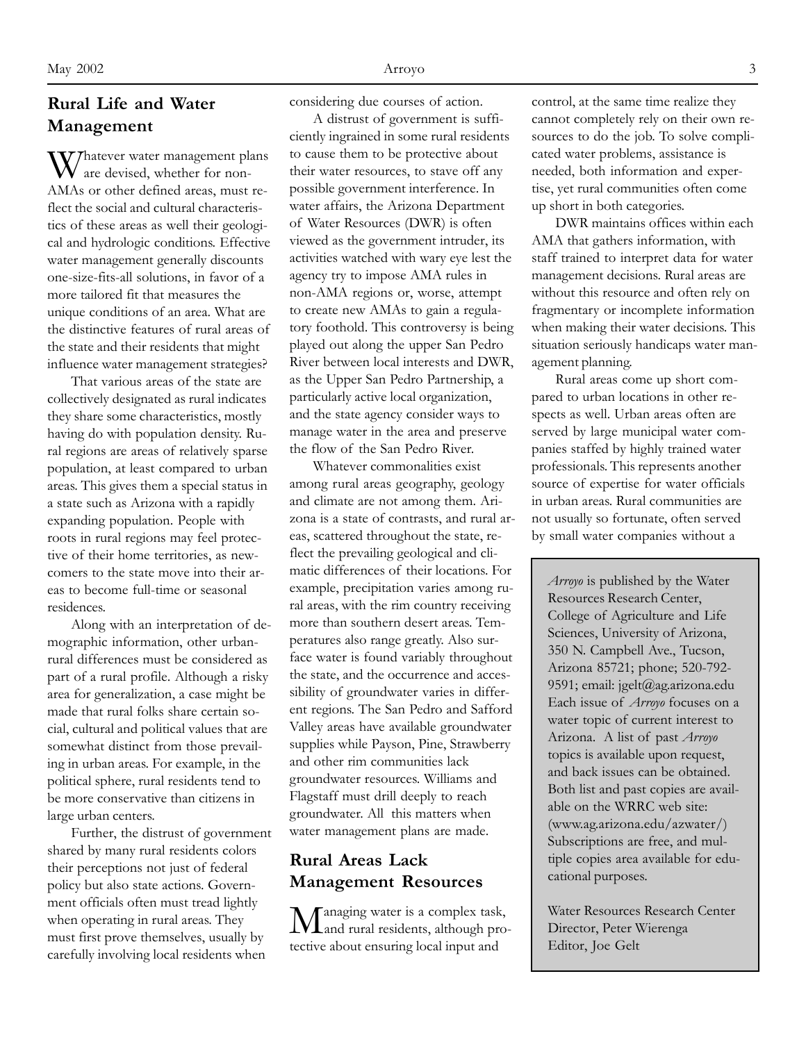## Rural Life and Water Management

Whatever water management plans are devised, whether for non-AMAs or other defined areas, must reflect the social and cultural characteristics of these areas as well their geological and hydrologic conditions. Effective water management generally discounts one-size-fits-all solutions, in favor of a more tailored fit that measures the unique conditions of an area. What are the distinctive features of rural areas of the state and their residents that might influence water management strategies?

That various areas of the state are collectively designated as rural indicates they share some characteristics, mostly having do with population density. Rural regions are areas of relatively sparse population, at least compared to urban areas. This gives them a special status in a state such as Arizona with a rapidly expanding population. People with roots in rural regions may feel protective of their home territories, as newcomers to the state move into their areas to become full-time or seasonal residences.

Along with an interpretation of demographic information, other urban-rural differences must be considered as part of a rural profile. Although a risky area for generalization, a case might be made that rural folks share certain social, cultural and political values that are somewhat distinct from those prevailing in urban areas. For example, in the political sphere, rural residents tend to be more conservative than citizens in large urban centers.

Further, the distrust of government shared by many rural residents colors their perceptions not just of federal policy but also state actions. Government officials often must tread lightly when operating in rural areas. They must first prove themselves, usually by carefully involving local residents when considering due courses of action.

A distrust of government is sufficiently ingrained in some rural residents to cause them to be protective about their water resources, to stave off any possible government interference. In water affairs, the Arizona Department of Water Resources (DWR) is often viewed as the government intruder, its activities watched with wary eye lest the agency try to impose AMA rules in non-AMA regions or, worse, attempt to create new AMAs to gain a regulatory foothold. This controversy is being played out along the upper San Pedro River between local interests and DWR, as the Upper San Pedro Partnership, a particularly active local organization, and the state agency consider ways to manage water in the area and preserve the flow of the San Pedro River.

Whatever commonalities exist among rural areas geography, geology and climate are not among them. Arizona is a state of contrasts, and rural areas, scattered throughout the state, reflect the prevailing geological and climatic differences of their locations. For example, precipitation varies among rural areas, with the rim country receiving more than southern desert areas. Temperatures also range greatly. Also surface water is found variably throughout the state, and the occurrence and accessibility of groundwater varies in different regions. The San Pedro and Safford Valley areas have available groundwater supplies while Payson, Pine, Strawberry and other rim communities lack groundwater resources. Williams and Flagstaff must drill deeply to reach groundwater. All this matters when water management plans are made.

## Rural Areas Lack Management Resources

Managing water is a complex task, and rural residents, although protective about ensuring local input and control, at the same time realize they cannot completely rely on their own resources to do the job. To solve complicated water problems, assistance is needed, both information and expertise, yet rural communities often come up short in both categories.

DWR maintains offices within each AMA that gathers information, with staff trained to interpret data for water management decisions. Rural areas are without this resource and often rely on fragmentary or incomplete information when making their water decisions. This situation seriously handicaps water management planning.

Rural areas come up short compared to urban locations in other respects as well. Urban areas often are served by large municipal water companies staffed by highly trained water professionals. This represents another source of expertise for water officials in urban areas. Rural communities are not usually so fortunate, often served by small water companies without a

*Arroyo* is published by the Water Resources Research Center, College of Agriculture and Life Sciences, University of Arizona, 350 N. Campbell Ave., Tucson, Arizona 85721; phone; 520-792-9591; email: jgelt@ag.arizona.edu Each issue of *Arroyo* focuses on a water topic of current interest to Arizona. A list of past *Arroyo* topics is available upon request, and back issues can be obtained. Both list and past copies are available on the WRRC web site: (www.ag.arizona.edu/azwater/) Subscriptions are free, and multiple copies area available for educational purposes.

Water Resources Research Center Director, Peter Wierenga
Editor, Joe Gelt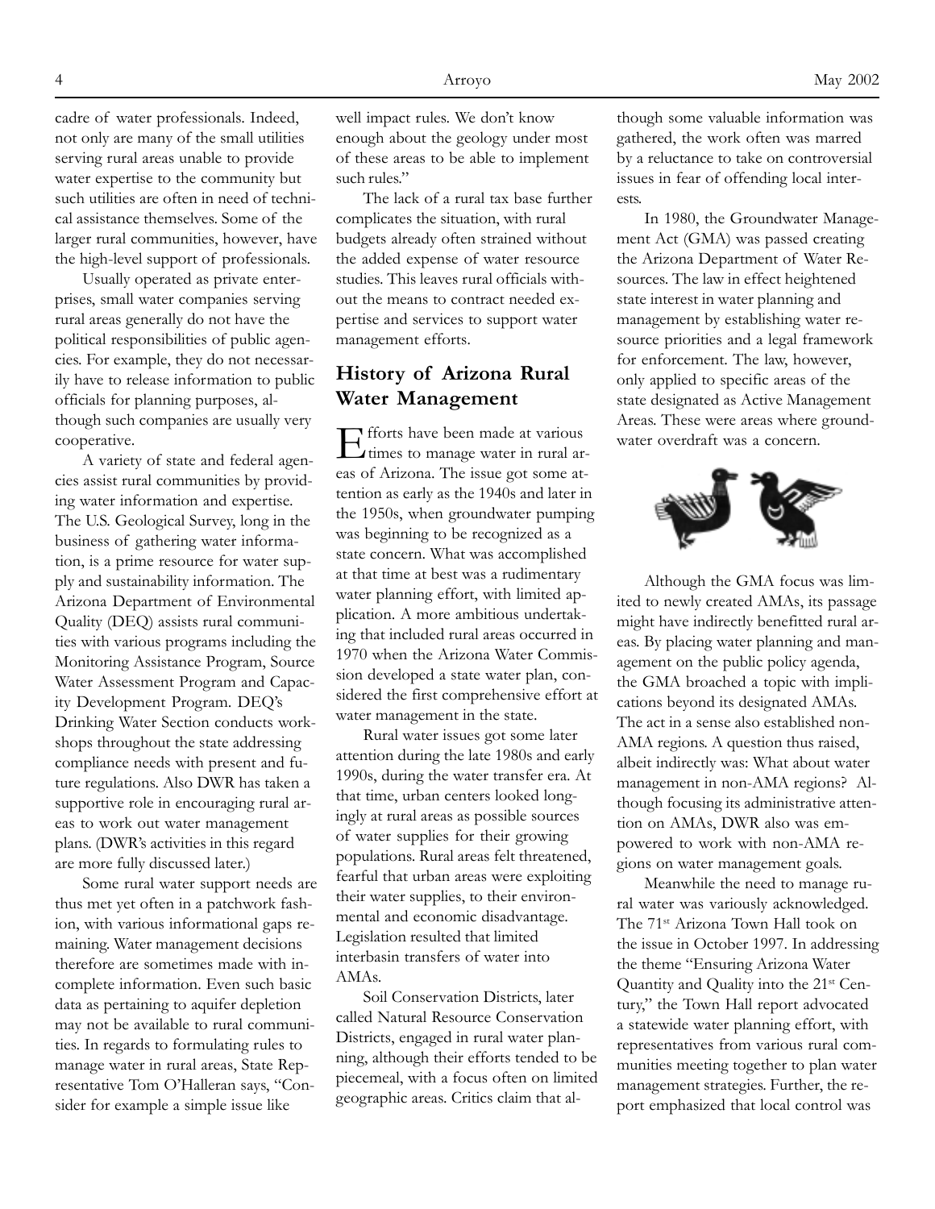cadre of water professionals. Indeed, not only are many of the small utilities serving rural areas unable to provide water expertise to the community but such utilities are often in need of technical assistance themselves. Some of the larger rural communities, however, have the high-level support of professionals.

Usually operated as private enterprises, small water companies serving rural areas generally do not have the political responsibilities of public agencies. For example, they do not necessarily have to release information to public officials for planning purposes, although such companies are usually very cooperative.

A variety of state and federal agencies assist rural communities by providing water information and expertise. The U.S. Geological Survey, long in the business of gathering water information, is a prime resource for water supply and sustainability information. The Arizona Department of Environmental Quality (DEQ) assists rural communities with various programs including the Monitoring Assistance Program, Source Water Assessment Program and Capacity Development Program. DEQ's Drinking Water Section conducts workshops throughout the state addressing compliance needs with present and future regulations. Also DWR has taken a supportive role in encouraging rural areas to work out water management plans. (DWR's activities in this regard are more fully discussed later.)

Some rural water support needs are thus met yet often in a patchwork fashion, with various informational gaps remaining. Water management decisions therefore are sometimes made with incomplete information. Even such basic data as pertaining to aquifer depletion may not be available to rural communities. In regards to formulating rules to manage water in rural areas, State Representative Tom O'Halleran says, "Consider for example a simple issue like well impact rules. We don't know enough about the geology under most of these areas to be able to implement such rules."

The lack of a rural tax base further complicates the situation, with rural budgets already often strained without the added expense of water resource studies. This leaves rural officials without the means to contract needed expertise and services to support water management efforts.

## History of Arizona Rural Water Management

Efforts have been made at various times to manage water in rural areas of Arizona. The issue got some attention as early as the 1940s and later in the 1950s, when groundwater pumping was beginning to be recognized as a state concern. What was accomplished at that time at best was a rudimentary water planning effort, with limited application. A more ambitious undertaking that included rural areas occurred in 1970 when the Arizona Water Commission developed a state water plan, considered the first comprehensive effort at water management in the state.

Rural water issues got some later attention during the late 1980s and early 1990s, during the water transfer era. At that time, urban centers looked longingly at rural areas as possible sources of water supplies for their growing populations. Rural areas felt threatened, fearful that urban areas were exploiting their water supplies, to their environmental and economic disadvantage. Legislation resulted that limited interbasin transfers of water into AMAs.

Soil Conservation Districts, later called Natural Resource Conservation Districts, engaged in rural water planning, although their efforts tended to be piecemeal, with a focus often on limited geographic areas. Critics claim that although some valuable information was gathered, the work often was marred by a reluctance to take on controversial issues in fear of offending local interests.

In 1980, the Groundwater Management Act (GMA) was passed creating the Arizona Department of Water Resources. The law in effect heightened state interest in water planning and management by establishing water resource priorities and a legal framework for enforcement. The law, however, only applied to specific areas of the state designated as Active Management Areas. These were areas where groundwater overdraft was a concern.

Although the GMA focus was limited to newly created AMAs, its passage might have indirectly benefitted rural areas. By placing water planning and management on the public policy agenda, the GMA broached a topic with implications beyond its designated AMAs. The act in a sense also established non-AMA regions. A question thus raised, albeit indirectly was: What about water management in non-AMA regions? Although focusing its administrative attention on AMAs, DWR also was empowered to work with non-AMA regions on water management goals.

Meanwhile the need to manage rural water was variously acknowledged. The 71st Arizona Town Hall took on the issue in October 1997. In addressing the theme "Ensuring Arizona Water Quantity and Quality into the 21st Century," the Town Hall report advocated a statewide water planning effort, with representatives from various rural communities meeting together to plan water management strategies. Further, the report emphasized that local control was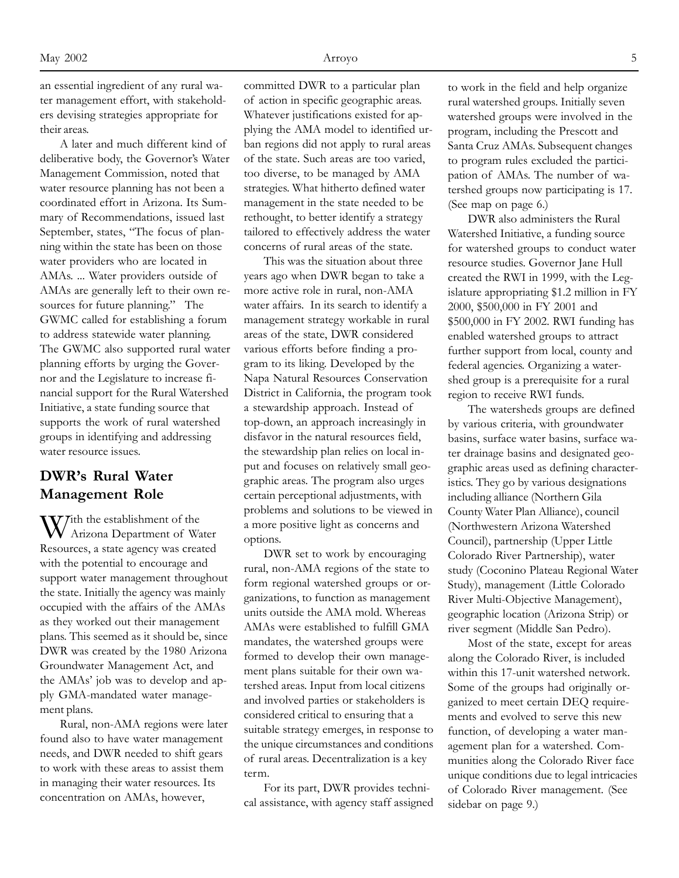an essential ingredient of any rural water management effort, with stakeholders devising strategies appropriate for their areas.

A later and much different kind of deliberative body, the Governor's Water Management Commission, noted that water resource planning has not been a coordinated effort in Arizona. Its Summary of Recommendations, issued last September, states, "The focus of planning within the state has been on those water providers who are located in AMAs. ... Water providers outside of AMAs are generally left to their own resources for future planning." The GWMC called for establishing a forum to address statewide water planning. The GWMC also supported rural water planning efforts by urging the Governor and the Legislature to increase financial support for the Rural Watershed Initiative, a state funding source that supports the work of rural watershed groups in identifying and addressing water resource issues.

## DWR's Rural Water Management Role

With the establishment of the Arizona Department of Water Resources, a state agency was created with the potential to encourage and support water management throughout the state. Initially the agency was mainly occupied with the affairs of the AMAs as they worked out their management plans. This seemed as it should be, since DWR was created by the 1980 Arizona Groundwater Management Act, and the AMAs' job was to develop and apply GMA-mandated water management plans.

Rural, non-AMA regions were later found also to have water management needs, and DWR needed to shift gears to work with these areas to assist them in managing their water resources. Its concentration on AMAs, however, committed DWR to a particular plan of action in specific geographic areas. Whatever justifications existed for applying the AMA model to identified urban regions did not apply to rural areas of the state. Such areas are too varied, too diverse, to be managed by AMA strategies. What hitherto defined water management in the state needed to be rethought, to better identify a strategy tailored to effectively address the water concerns of rural areas of the state.

This was the situation about three years ago when DWR began to take a more active role in rural, non-AMA water affairs. In its search to identify a management strategy workable in rural areas of the state, DWR considered various efforts before finding a program to its liking. Developed by the Napa Natural Resources Conservation District in California, the program took a stewardship approach. Instead of top-down, an approach increasingly in disfavor in the natural resources field, the stewardship plan relies on local input and focuses on relatively small geographic areas. The program also urges certain perceptional adjustments, with problems and solutions to be viewed in a more positive light as concerns and options.

DWR set to work by encouraging rural, non-AMA regions of the state to form regional watershed groups or organizations, to function as management units outside the AMA mold. Whereas AMAs were established to fulfill GMA mandates, the watershed groups were formed to develop their own management plans suitable for their own watershed areas. Input from local citizens and involved parties or stakeholders is considered critical to ensuring that a suitable strategy emerges, in response to the unique circumstances and conditions of rural areas. Decentralization is a key term.

For its part, DWR provides technical assistance, with agency staff assigned to work in the field and help organize rural watershed groups. Initially seven watershed groups were involved in the program, including the Prescott and Santa Cruz AMAs. Subsequent changes to program rules excluded the participation of AMAs. The number of watershed groups now participating is 17. (See map on page 6.)

DWR also administers the Rural Watershed Initiative, a funding source for watershed groups to conduct water resource studies. Governor Jane Hull created the RWI in 1999, with the Legislature appropriating $1.2 million in FY 2000, $500,000 in FY 2001 and $500,000 in FY 2002. RWI funding has enabled watershed groups to attract further support from local, county and federal agencies. Organizing a watershed group is a prerequisite for a rural region to receive RWI funds.

The watersheds groups are defined by various criteria, with groundwater basins, surface water basins, surface water drainage basins and designated geographic areas used as defining characteristics. They go by various designations including alliance (Northern Gila County Water Plan Alliance), council (Northwestern Arizona Watershed Council), partnership (Upper Little Colorado River Partnership), water study (Coconino Plateau Regional Water Study), management (Little Colorado River Multi-Objective Management), geographic location (Arizona Strip) or river segment (Middle San Pedro).

Most of the state, except for areas along the Colorado River, is included within this 17-unit watershed network. Some of the groups had originally organized to meet certain DEQ requirements and evolved to serve this new function, of developing a water management plan for a watershed. Communities along the Colorado River face unique conditions due to legal intricacies of Colorado River management. (See sidebar on page 9.)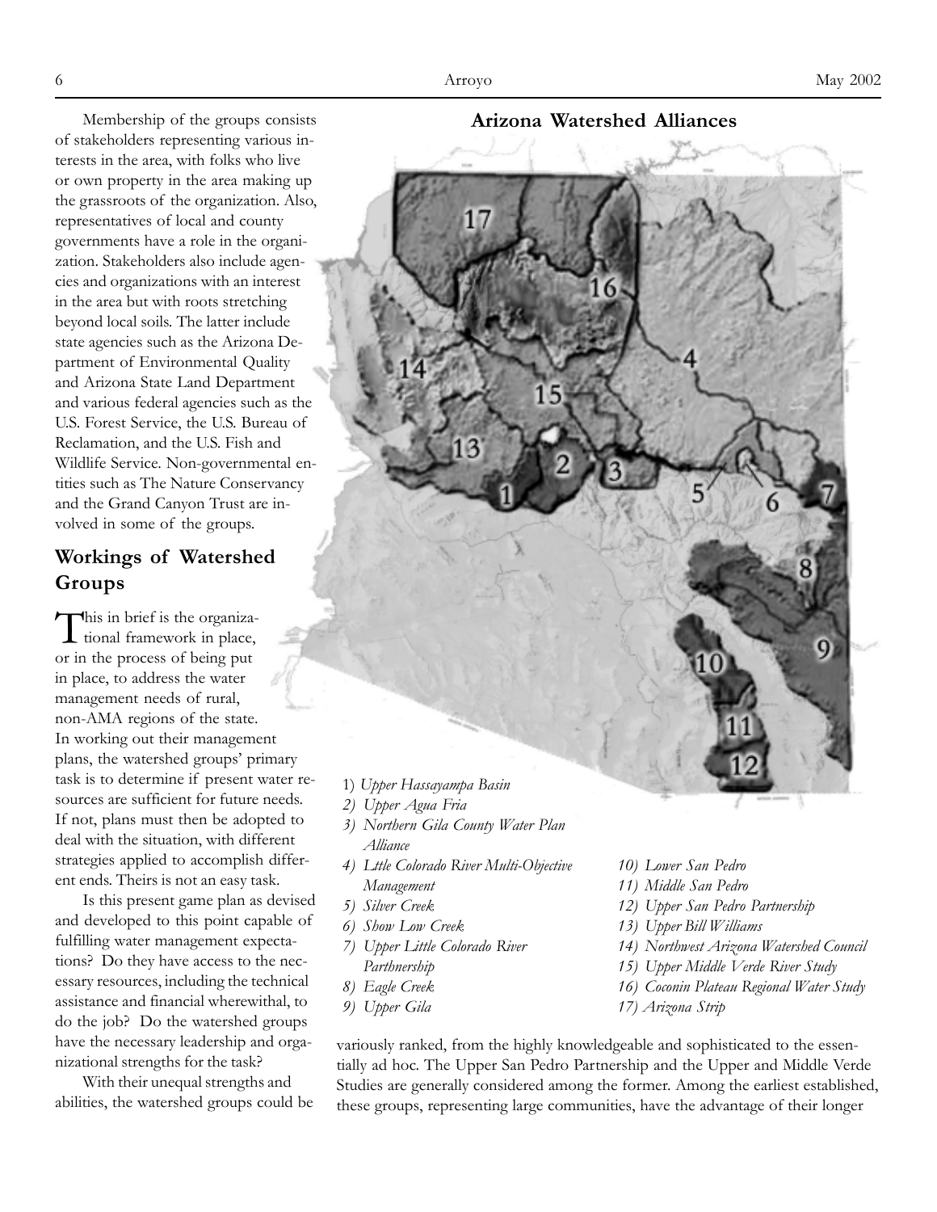Membership of the groups consists of stakeholders representing various interests in the area, with folks who live or own property in the area making up the grassroots of the organization. Also, representatives of local and county governments have a role in the organization. Stakeholders also include agencies and organizations with an interest in the area but with roots stretching beyond local soils. The latter include state agencies such as the Arizona Department of Environmental Quality and Arizona State Land Department and various federal agencies such as the U.S. Forest Service, the U.S. Bureau of Reclamation, and the U.S. Fish and Wildlife Service. Non-governmental entities such as The Nature Conservancy and the Grand Canyon Trust are involved in some of the groups.

## Workings of Watershed Groups

This in brief is the organizational framework in place, or in the process of being put in place, to address the water management needs of rural, non-AMA regions of the state. In working out their management plans, the watershed groups' primary task is to determine if present water resources are sufficient for future needs. If not, plans must then be adopted to deal with the situation, with different strategies applied to accomplish different ends. Theirs is not an easy task.

Is this present game plan as devised and developed to this point capable of fulfilling water management expectations? Do they have access to the necessary resources, including the technical assistance and financial wherewithal, to do the job? Do the watershed groups have the necessary leadership and organizational strengths for the task?

With their unequal strengths and abilities, the watershed groups could be variously ranked, from the highly knowledgeable and sophisticated to the essentially ad hoc. The Upper San Pedro Partnership and the Upper and Middle Verde Studies are generally considered among the former. Among the earliest established, these groups, representing large communities, have the advantage of their longer

### Arizona Watershed Alliances

1) *Upper Hassayampa Basin*
2) *Upper Agua Fria*
3) *Northern Gila County Water Plan Alliance*
4) *Lttle Colorado River Multi-Objective Management*
5) *Silver Creek*
6) *Show Low Creek*
7) *Upper Little Colorado River Parthnership*
8) *Eagle Creek*
9) *Upper Gila*
10) *Lower San Pedro*
11) *Middle San Pedro*
12) *Upper San Pedro Partnership*
13) *Upper Bill Williams*
14) *Northwest Arizona Watershed Council*
15) *Upper Middle Verde River Study*
16) *Coconin Plateau Regional Water Study*
17) *Arizona Strip*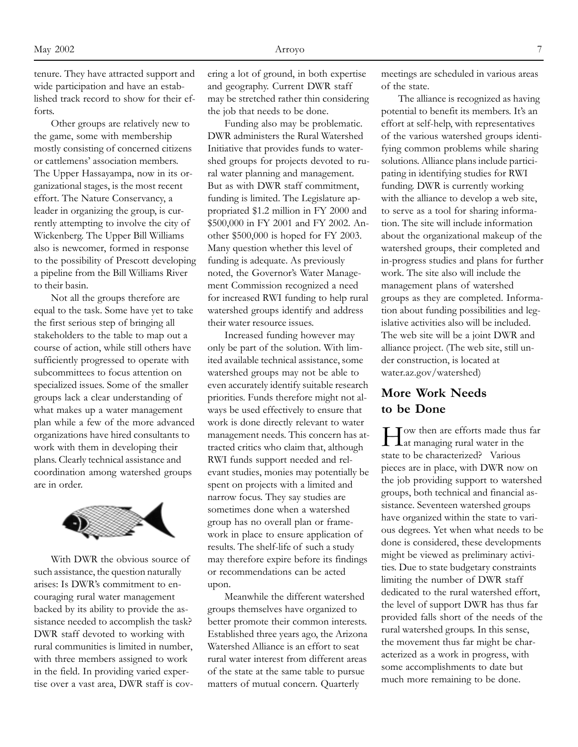tenure. They have attracted support and wide participation and have an established track record to show for their efforts.

Other groups are relatively new to the game, some with membership mostly consisting of concerned citizens or cattlemens' association members. The Upper Hassayampa, now in its organizational stages, is the most recent effort. The Nature Conservancy, a leader in organizing the group, is currently attempting to involve the city of Wickenberg. The Upper Bill Williams also is newcomer, formed in response to the possibility of Prescott developing a pipeline from the Bill Williams River to their basin.

Not all the groups therefore are equal to the task. Some have yet to take the first serious step of bringing all stakeholders to the table to map out a course of action, while still others have sufficiently progressed to operate with subcommittees to focus attention on specialized issues. Some of the smaller groups lack a clear understanding of what makes up a water management plan while a few of the more advanced organizations have hired consultants to work with them in developing their plans. Clearly technical assistance and coordination among watershed groups are in order.

With DWR the obvious source of such assistance, the question naturally arises: Is DWR's commitment to encouraging rural water management backed by its ability to provide the assistance needed to accomplish the task? DWR staff devoted to working with rural communities is limited in number, with three members assigned to work in the field. In providing varied expertise over a vast area, DWR staff is covering a lot of ground, in both expertise and geography. Current DWR staff may be stretched rather thin considering the job that needs to be done.

Funding also may be problematic. DWR administers the Rural Watershed Initiative that provides funds to watershed groups for projects devoted to rural water planning and management. But as with DWR staff commitment, funding is limited. The Legislature appropriated $1.2 million in FY 2000 and $500,000 in FY 2001 and FY 2002. Another $500,000 is hoped for FY 2003. Many question whether this level of funding is adequate. As previously noted, the Governor's Water Management Commission recognized a need for increased RWI funding to help rural watershed groups identify and address their water resource issues.

Increased funding however may only be part of the solution. With limited available technical assistance, some watershed groups may not be able to even accurately identify suitable research priorities. Funds therefore might not always be used effectively to ensure that work is done directly relevant to water management needs. This concern has attracted critics who claim that, although RWI funds support needed and relevant studies, monies may potentially be spent on projects with a limited and narrow focus. They say studies are sometimes done when a watershed group has no overall plan or framework in place to ensure application of results. The shelf-life of such a study may therefore expire before its findings or recommendations can be acted upon.

Meanwhile the different watershed groups themselves have organized to better promote their common interests. Established three years ago, the Arizona Watershed Alliance is an effort to seat rural water interest from different areas of the state at the same table to pursue matters of mutual concern. Quarterly meetings are scheduled in various areas of the state.

The alliance is recognized as having potential to benefit its members. It's an effort at self-help, with representatives of the various watershed groups identifying common problems while sharing solutions. Alliance plans include participating in identifying studies for RWI funding. DWR is currently working with the alliance to develop a web site, to serve as a tool for sharing information. The site will include information about the organizational makeup of the watershed groups, their completed and in-progress studies and plans for further work. The site also will include the management plans of watershed groups as they are completed. Information about funding possibilities and legislative activities also will be included. The web site will be a joint DWR and alliance project. (The web site, still under construction, is located at water.az.gov/watershed)

## More Work Needs to be Done

How then are efforts made thus far at managing rural water in the state to be characterized? Various pieces are in place, with DWR now on the job providing support to watershed groups, both technical and financial assistance. Seventeen watershed groups have organized within the state to various degrees. Yet when what needs to be done is considered, these developments might be viewed as preliminary activities. Due to state budgetary constraints limiting the number of DWR staff dedicated to the rural watershed effort, the level of support DWR has thus far provided falls short of the needs of the rural watershed groups. In this sense, the movement thus far might be characterized as a work in progress, with some accomplishments to date but much more remaining to be done.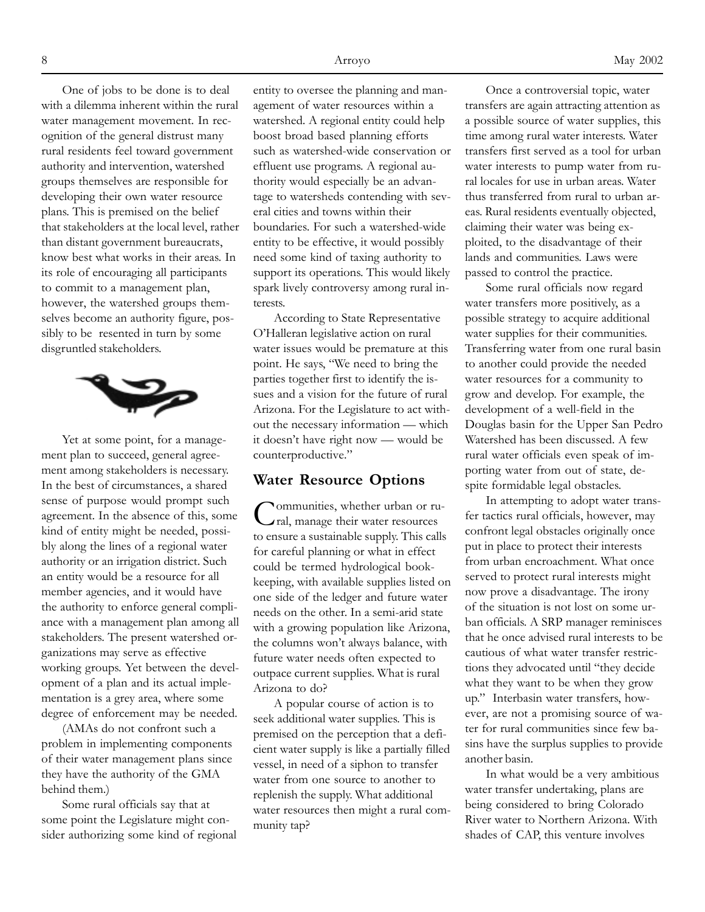One of jobs to be done is to deal with a dilemma inherent within the rural water management movement. In recognition of the general distrust many rural residents feel toward government authority and intervention, watershed groups themselves are responsible for developing their own water resource plans. This is premised on the belief that stakeholders at the local level, rather than distant government bureaucrats, know best what works in their areas. In its role of encouraging all participants to commit to a management plan, however, the watershed groups themselves become an authority figure, possibly to be resented in turn by some disgruntled stakeholders.

Yet at some point, for a management plan to succeed, general agreement among stakeholders is necessary. In the best of circumstances, a shared sense of purpose would prompt such agreement. In the absence of this, some kind of entity might be needed, possibly along the lines of a regional water authority or an irrigation district. Such an entity would be a resource for all member agencies, and it would have the authority to enforce general compliance with a management plan among all stakeholders. The present watershed organizations may serve as effective working groups. Yet between the development of a plan and its actual implementation is a grey area, where some degree of enforcement may be needed.

(AMAs do not confront such a problem in implementing components of their water management plans since they have the authority of the GMA behind them.)

Some rural officials say that at some point the Legislature might consider authorizing some kind of regional entity to oversee the planning and management of water resources within a watershed. A regional entity could help boost broad based planning efforts such as watershed-wide conservation or effluent use programs. A regional authority would especially be an advantage to watersheds contending with several cities and towns within their boundaries. For such a watershed-wide entity to be effective, it would possibly need some kind of taxing authority to support its operations. This would likely spark lively controversy among rural interests.

According to State Representative O'Halleran legislative action on rural water issues would be premature at this point. He says, "We need to bring the parties together first to identify the issues and a vision for the future of rural Arizona. For the Legislature to act without the necessary information — which it doesn't have right now — would be counterproductive."

## Water Resource Options

Communities, whether urban or rural, manage their water resources to ensure a sustainable supply. This calls for careful planning or what in effect could be termed hydrological bookkeeping, with available supplies listed on one side of the ledger and future water needs on the other. In a semi-arid state with a growing population like Arizona, the columns won't always balance, with future water needs often expected to outpace current supplies. What is rural Arizona to do?

A popular course of action is to seek additional water supplies. This is premised on the perception that a deficient water supply is like a partially filled vessel, in need of a siphon to transfer water from one source to another to replenish the supply. What additional water resources then might a rural community tap?

Once a controversial topic, water transfers are again attracting attention as a possible source of water supplies, this time among rural water interests. Water transfers first served as a tool for urban water interests to pump water from rural locales for use in urban areas. Water thus transferred from rural to urban areas. Rural residents eventually objected, claiming their water was being exploited, to the disadvantage of their lands and communities. Laws were passed to control the practice.

Some rural officials now regard water transfers more positively, as a possible strategy to acquire additional water supplies for their communities. Transferring water from one rural basin to another could provide the needed water resources for a community to grow and develop. For example, the development of a well-field in the Douglas basin for the Upper San Pedro Watershed has been discussed. A few rural water officials even speak of importing water from out of state, despite formidable legal obstacles.

In attempting to adopt water transfer tactics rural officials, however, may confront legal obstacles originally once put in place to protect their interests from urban encroachment. What once served to protect rural interests might now prove a disadvantage. The irony of the situation is not lost on some urban officials. A SRP manager reminisces that he once advised rural interests to be cautious of what water transfer restrictions they advocated until "they decide what they want to be when they grow up." Interbasin water transfers, however, are not a promising source of water for rural communities since few basins have the surplus supplies to provide another basin.

In what would be a very ambitious water transfer undertaking, plans are being considered to bring Colorado River water to Northern Arizona. With shades of CAP, this venture involves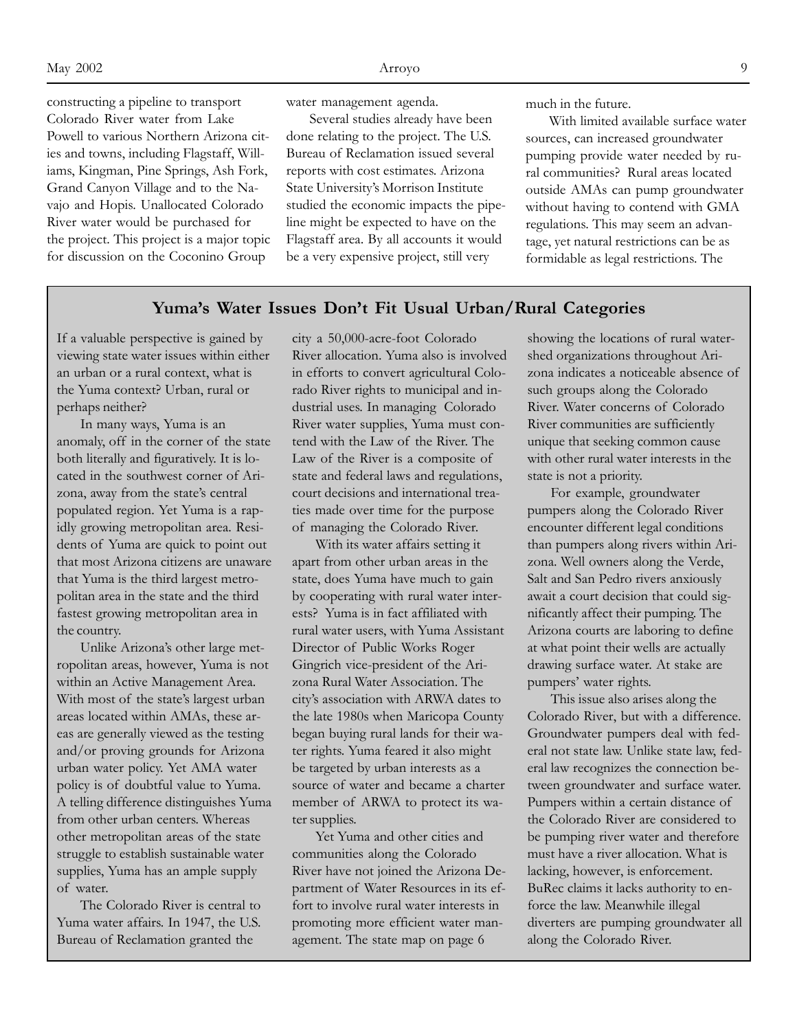constructing a pipeline to transport Colorado River water from Lake Powell to various Northern Arizona cities and towns, including Flagstaff, Williams, Kingman, Pine Springs, Ash Fork, Grand Canyon Village and to the Navajo and Hopis. Unallocated Colorado River water would be purchased for the project. This project is a major topic for discussion on the Coconino Group water management agenda.

Several studies already have been done relating to the project. The U.S. Bureau of Reclamation issued several reports with cost estimates. Arizona State University's Morrison Institute studied the economic impacts the pipeline might be expected to have on the Flagstaff area. By all accounts it would be a very expensive project, still very much in the future.

With limited available surface water sources, can increased groundwater pumping provide water needed by rural communities? Rural areas located outside AMAs can pump groundwater without having to contend with GMA regulations. This may seem an advantage, yet natural restrictions can be as formidable as legal restrictions. The

## Yuma's Water Issues Don't Fit Usual Urban/Rural Categories

If a valuable perspective is gained by viewing state water issues within either an urban or a rural context, what is the Yuma context? Urban, rural or perhaps neither?

In many ways, Yuma is an anomaly, off in the corner of the state both literally and figuratively. It is located in the southwest corner of Arizona, away from the state's central populated region. Yet Yuma is a rapidly growing metropolitan area. Residents of Yuma are quick to point out that most Arizona citizens are unaware that Yuma is the third largest metropolitan area in the state and the third fastest growing metropolitan area in the country.

Unlike Arizona's other large metropolitan areas, however, Yuma is not within an Active Management Area. With most of the state's largest urban areas located within AMAs, these areas are generally viewed as the testing and/or proving grounds for Arizona urban water policy. Yet AMA water policy is of doubtful value to Yuma. A telling difference distinguishes Yuma from other urban centers. Whereas other metropolitan areas of the state struggle to establish sustainable water supplies, Yuma has an ample supply of water.

The Colorado River is central to Yuma water affairs. In 1947, the U.S. Bureau of Reclamation granted the city a 50,000-acre-foot Colorado River allocation. Yuma also is involved in efforts to convert agricultural Colorado River rights to municipal and industrial uses. In managing Colorado River water supplies, Yuma must contend with the Law of the River. The Law of the River is a composite of state and federal laws and regulations, court decisions and international treaties made over time for the purpose of managing the Colorado River.

With its water affairs setting it apart from other urban areas in the state, does Yuma have much to gain by cooperating with rural water interests? Yuma is in fact affiliated with rural water users, with Yuma Assistant Director of Public Works Roger Gingrich vice-president of the Arizona Rural Water Association. The city's association with ARWA dates to the late 1980s when Maricopa County began buying rural lands for their water rights. Yuma feared it also might be targeted by urban interests as a source of water and became a charter member of ARWA to protect its water supplies.

Yet Yuma and other cities and communities along the Colorado River have not joined the Arizona Department of Water Resources in its effort to involve rural water interests in promoting more efficient water management. The state map on page 6 showing the locations of rural watershed organizations throughout Arizona indicates a noticeable absence of such groups along the Colorado River. Water concerns of Colorado River communities are sufficiently unique that seeking common cause with other rural water interests in the state is not a priority.

For example, groundwater pumpers along the Colorado River encounter different legal conditions than pumpers along rivers within Arizona. Well owners along the Verde, Salt and San Pedro rivers anxiously await a court decision that could significantly affect their pumping. The Arizona courts are laboring to define at what point their wells are actually drawing surface water. At stake are pumpers' water rights.

This issue also arises along the Colorado River, but with a difference. Groundwater pumpers deal with federal not state law. Unlike state law, federal law recognizes the connection between groundwater and surface water. Pumpers within a certain distance of the Colorado River are considered to be pumping river water and therefore must have a river allocation. What is lacking, however, is enforcement. BuRec claims it lacks authority to enforce the law. Meanwhile illegal diverters are pumping groundwater all along the Colorado River.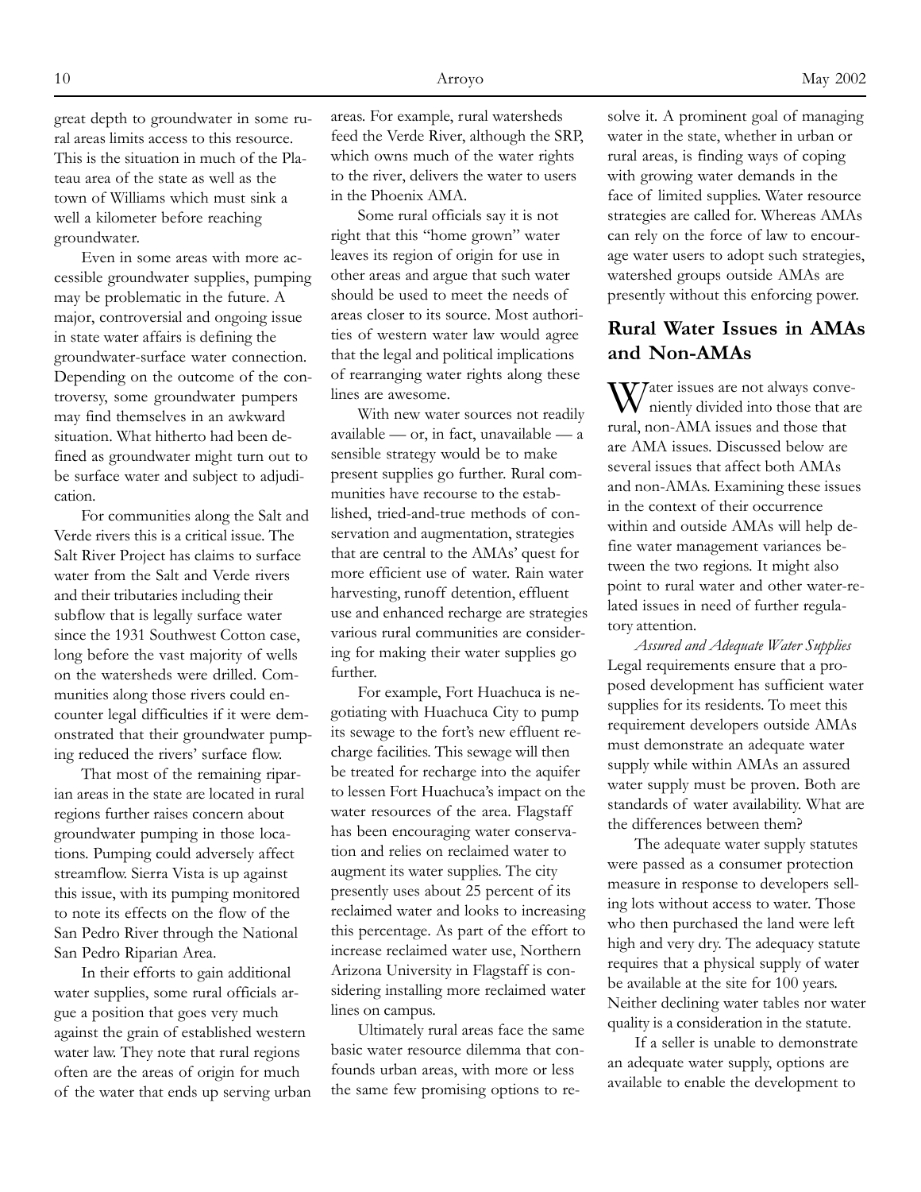great depth to groundwater in some rural areas limits access to this resource. This is the situation in much of the Plateau area of the state as well as the town of Williams which must sink a well a kilometer before reaching groundwater.

Even in some areas with more accessible groundwater supplies, pumping may be problematic in the future. A major, controversial and ongoing issue in state water affairs is defining the groundwater-surface water connection. Depending on the outcome of the controversy, some groundwater pumpers may find themselves in an awkward situation. What hitherto had been defined as groundwater might turn out to be surface water and subject to adjudication.

For communities along the Salt and Verde rivers this is a critical issue. The Salt River Project has claims to surface water from the Salt and Verde rivers and their tributaries including their subflow that is legally surface water since the 1931 Southwest Cotton case, long before the vast majority of wells on the watersheds were drilled. Communities along those rivers could encounter legal difficulties if it were demonstrated that their groundwater pumping reduced the rivers' surface flow.

That most of the remaining riparian areas in the state are located in rural regions further raises concern about groundwater pumping in those locations. Pumping could adversely affect streamflow. Sierra Vista is up against this issue, with its pumping monitored to note its effects on the flow of the San Pedro River through the National San Pedro Riparian Area.

In their efforts to gain additional water supplies, some rural officials argue a position that goes very much against the grain of established western water law. They note that rural regions often are the areas of origin for much of the water that ends up serving urban areas. For example, rural watersheds feed the Verde River, although the SRP, which owns much of the water rights to the river, delivers the water to users in the Phoenix AMA.

Some rural officials say it is not right that this "home grown" water leaves its region of origin for use in other areas and argue that such water should be used to meet the needs of areas closer to its source. Most authorities of western water law would agree that the legal and political implications of rearranging water rights along these lines are awesome.

With new water sources not readily available — or, in fact, unavailable — a sensible strategy would be to make present supplies go further. Rural communities have recourse to the established, tried-and-true methods of conservation and augmentation, strategies that are central to the AMAs' quest for more efficient use of water. Rain water harvesting, runoff detention, effluent use and enhanced recharge are strategies various rural communities are considering for making their water supplies go further.

For example, Fort Huachuca is negotiating with Huachuca City to pump its sewage to the fort's new effluent recharge facilities. This sewage will then be treated for recharge into the aquifer to lessen Fort Huachuca's impact on the water resources of the area. Flagstaff has been encouraging water conservation and relies on reclaimed water to augment its water supplies. The city presently uses about 25 percent of its reclaimed water and looks to increasing this percentage. As part of the effort to increase reclaimed water use, Northern Arizona University in Flagstaff is considering installing more reclaimed water lines on campus.

Ultimately rural areas face the same basic water resource dilemma that confounds urban areas, with more or less the same few promising options to resolve it. A prominent goal of managing water in the state, whether in urban or rural areas, is finding ways of coping with growing water demands in the face of limited supplies. Water resource strategies are called for. Whereas AMAs can rely on the force of law to encourage water users to adopt such strategies, watershed groups outside AMAs are presently without this enforcing power.

## Rural Water Issues in AMAs and Non-AMAs

Water issues are not always conveniently divided into those that are rural, non-AMA issues and those that are AMA issues. Discussed below are several issues that affect both AMAs and non-AMAs. Examining these issues in the context of their occurrence within and outside AMAs will help define water management variances between the two regions. It might also point to rural water and other water-related issues in need of further regulatory attention.

*Assured and Adequate Water Supplies*
Legal requirements ensure that a proposed development has sufficient water supplies for its residents. To meet this requirement developers outside AMAs must demonstrate an adequate water supply while within AMAs an assured water supply must be proven. Both are standards of water availability. What are the differences between them?

The adequate water supply statutes were passed as a consumer protection measure in response to developers selling lots without access to water. Those who then purchased the land were left high and very dry. The adequacy statute requires that a physical supply of water be available at the site for 100 years. Neither declining water tables nor water quality is a consideration in the statute.

If a seller is unable to demonstrate an adequate water supply, options are available to enable the development to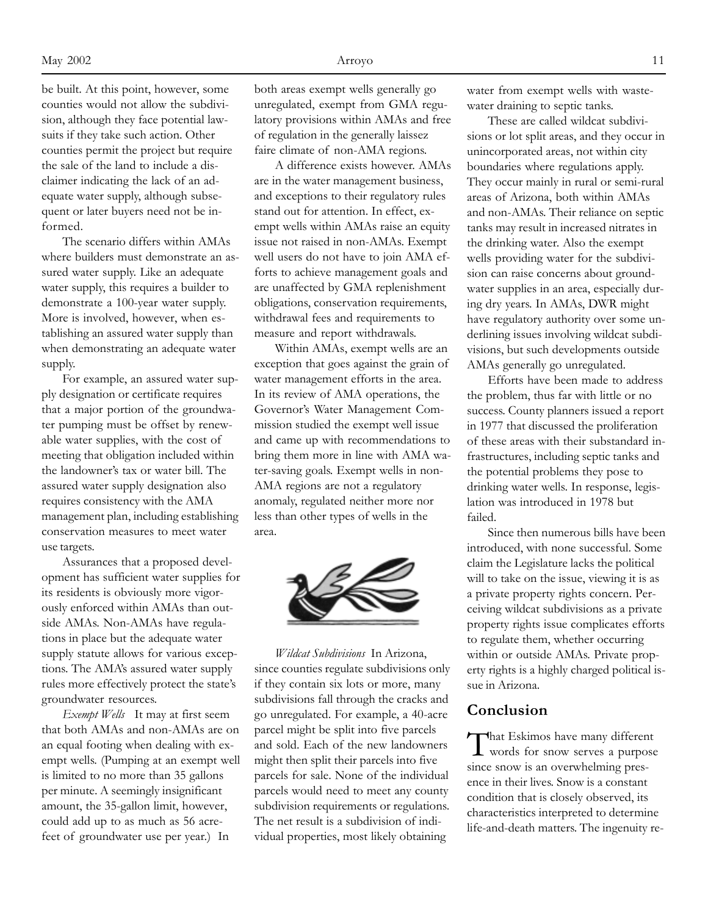be built. At this point, however, some counties would not allow the subdivision, although they face potential lawsuits if they take such action. Other counties permit the project but require the sale of the land to include a disclaimer indicating the lack of an adequate water supply, although subsequent or later buyers need not be informed.

The scenario differs within AMAs where builders must demonstrate an assured water supply. Like an adequate water supply, this requires a builder to demonstrate a 100-year water supply. More is involved, however, when establishing an assured water supply than when demonstrating an adequate water supply.

For example, an assured water supply designation or certificate requires that a major portion of the groundwater pumping must be offset by renewable water supplies, with the cost of meeting that obligation included within the landowner's tax or water bill. The assured water supply designation also requires consistency with the AMA management plan, including establishing conservation measures to meet water use targets.

Assurances that a proposed development has sufficient water supplies for its residents is obviously more vigorously enforced within AMAs than outside AMAs. Non-AMAs have regulations in place but the adequate water supply statute allows for various exceptions. The AMA's assured water supply rules more effectively protect the state's groundwater resources.

*Exempt Wells* It may at first seem that both AMAs and non-AMAs are on an equal footing when dealing with exempt wells. (Pumping at an exempt well is limited to no more than 35 gallons per minute. A seemingly insignificant amount, the 35-gallon limit, however, could add up to as much as 56 acre-feet of groundwater use per year.) In both areas exempt wells generally go unregulated, exempt from GMA regulatory provisions within AMAs and free of regulation in the generally laissez faire climate of non-AMA regions.

A difference exists however. AMAs are in the water management business, and exceptions to their regulatory rules stand out for attention. In effect, exempt wells within AMAs raise an equity issue not raised in non-AMAs. Exempt well users do not have to join AMA efforts to achieve management goals and are unaffected by GMA replenishment obligations, conservation requirements, withdrawal fees and requirements to measure and report withdrawals.

Within AMAs, exempt wells are an exception that goes against the grain of water management efforts in the area. In its review of AMA operations, the Governor's Water Management Commission studied the exempt well issue and came up with recommendations to bring them more in line with AMA water-saving goals. Exempt wells in non-AMA regions are not a regulatory anomaly, regulated neither more nor less than other types of wells in the area.

*Wildcat Subdivisions* In Arizona, since counties regulate subdivisions only if they contain six lots or more, many subdivisions fall through the cracks and go unregulated. For example, a 40-acre parcel might be split into five parcels and sold. Each of the new landowners might then split their parcels into five parcels for sale. None of the individual parcels would need to meet any county subdivision requirements or regulations. The net result is a subdivision of individual properties, most likely obtaining water from exempt wells with wastewater draining to septic tanks.

These are called wildcat subdivisions or lot split areas, and they occur in unincorporated areas, not within city boundaries where regulations apply. They occur mainly in rural or semi-rural areas of Arizona, both within AMAs and non-AMAs. Their reliance on septic tanks may result in increased nitrates in the drinking water. Also the exempt wells providing water for the subdivision can raise concerns about groundwater supplies in an area, especially during dry years. In AMAs, DWR might have regulatory authority over some underlining issues involving wildcat subdivisions, but such developments outside AMAs generally go unregulated.

Efforts have been made to address the problem, thus far with little or no success. County planners issued a report in 1977 that discussed the proliferation of these areas with their substandard infrastructures, including septic tanks and the potential problems they pose to drinking water wells. In response, legislation was introduced in 1978 but failed.

Since then numerous bills have been introduced, with none successful. Some claim the Legislature lacks the political will to take on the issue, viewing it is as a private property rights concern. Perceiving wildcat subdivisions as a private property rights issue complicates efforts to regulate them, whether occurring within or outside AMAs. Private property rights is a highly charged political issue in Arizona.

## Conclusion

That Eskimos have many different words for snow serves a purpose since snow is an overwhelming presence in their lives. Snow is a constant condition that is closely observed, its characteristics interpreted to determine life-and-death matters. The ingenuity re-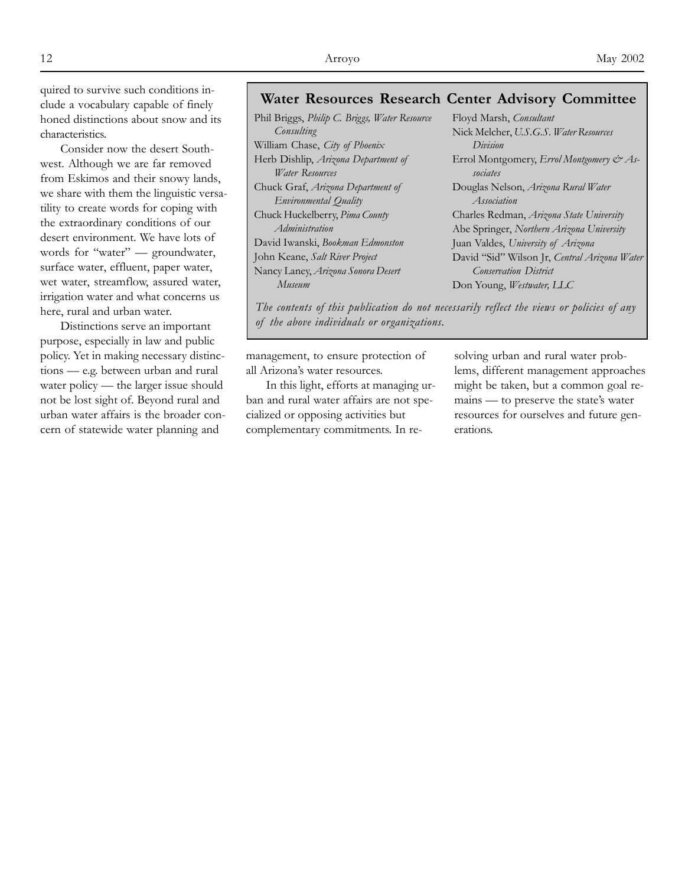quired to survive such conditions include a vocabulary capable of finely honed distinctions about snow and its characteristics.

Consider now the desert Southwest. Although we are far removed from Eskimos and their snowy lands, we share with them the linguistic versatility to create words for coping with the extraordinary conditions of our desert environment. We have lots of words for "water" — groundwater, surface water, effluent, paper water, wet water, streamflow, assured water, irrigation water and what concerns us here, rural and urban water.

Distinctions serve an important purpose, especially in law and public policy. Yet in making necessary distinctions — e.g. between urban and rural water policy — the larger issue should not be lost sight of. Beyond rural and urban water affairs is the broader concern of statewide water planning and management, to ensure protection of all Arizona's water resources.

In this light, efforts at managing urban and rural water affairs are not specialized or opposing activities but complementary commitments. In resolving urban and rural water problems, different management approaches might be taken, but a common goal remains — to preserve the state's water resources for ourselves and future generations.

## Water Resources Research Center Advisory Committee

Phil Briggs, *Philip C. Briggs, Water Resource Consulting*
William Chase, *City of Phoenix*
Herb Dishlip, *Arizona Department of Water Resources*
Chuck Graf, *Arizona Department of Environmental Quality*
Chuck Huckelberry, *Pima County Administration*
David Iwanski, *Bookman Edmonston*
John Keane, *Salt River Project*
Nancy Laney, *Arizona Sonora Desert Museum*
Floyd Marsh, *Consultant*
Nick Melcher, *U.S.G.S. Water Resources Division*
Errol Montgomery, *Errol Montgomery & Associates*
Douglas Nelson, *Arizona Rural Water Association*
Charles Redman, *Arizona State University*
Abe Springer, *Northern Arizona University*
Juan Valdes, *University of Arizona*
David "Sid" Wilson Jr, *Central Arizona Water Conservation District*
Don Young, *Westwater, LLC*

*The contents of this publication do not necessarily reflect the views or policies of any of the above individuals or organizations.*